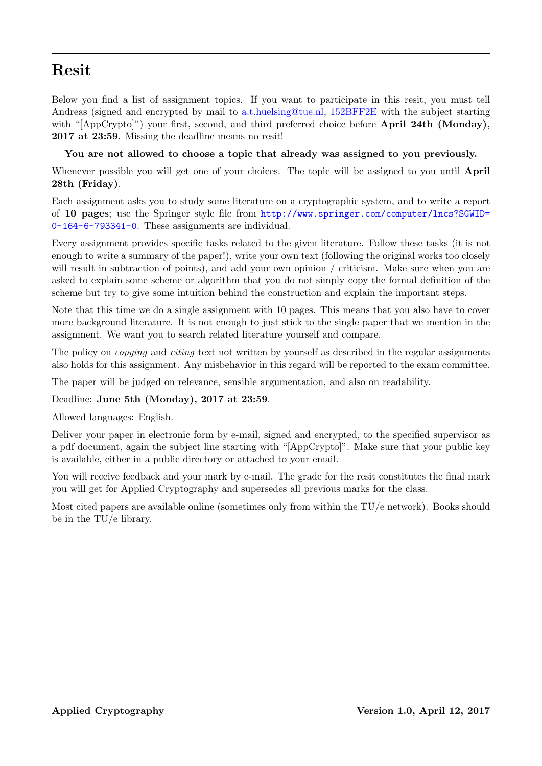# Resit

Below you find a list of assignment topics. If you want to participate in this resit, you must tell Andreas (signed and encrypted by mail to a.t.huelsing@tue.nl, 152BFF2E with the subject starting with "[AppCrypto]") your first, second, and third preferred choice before **April 24th (Monday), 2017 at 23:59**. Missing the deadline means no resit!

**You are not allowed to choose a topic that already was assigned to you previously.**

Whenever possible you will get one of your choices. The topic will be assigned to you until **April 28th (Friday)**.

Each assignment asks you to study some literature on a cryptographic system, and to write a report of **10 pages**; use the Springer style file from http://www.springer.com/computer/lncs?SGWID=0-164-6-793341-0. These assignments are individual.

Every assignment provides specific tasks related to the given literature. Follow these tasks (it is not enough to write a summary of the paper!), write your own text (following the original works too closely will result in subtraction of points), and add your own opinion / criticism. Make sure when you are asked to explain some scheme or algorithm that you do not simply copy the formal definition of the scheme but try to give some intuition behind the construction and explain the important steps.

Note that this time we do a single assignment with 10 pages. This means that you also have to cover more background literature. It is not enough to just stick to the single paper that we mention in the assignment. We want you to search related literature yourself and compare.

The policy on *copying* and *citing* text not written by yourself as described in the regular assignments also holds for this assignment. Any misbehavior in this regard will be reported to the exam committee.

The paper will be judged on relevance, sensible argumentation, and also on readability.

Deadline: **June 5th (Monday), 2017 at 23:59**.

Allowed languages: English.

Deliver your paper in electronic form by e-mail, signed and encrypted, to the specified supervisor as a pdf document, again the subject line starting with "[AppCrypto]". Make sure that your public key is available, either in a public directory or attached to your email.

You will receive feedback and your mark by e-mail. The grade for the resit constitutes the final mark you will get for Applied Cryptography and supersedes all previous marks for the class.

Most cited papers are available online (sometimes only from within the TU/e network). Books should be in the TU/e library.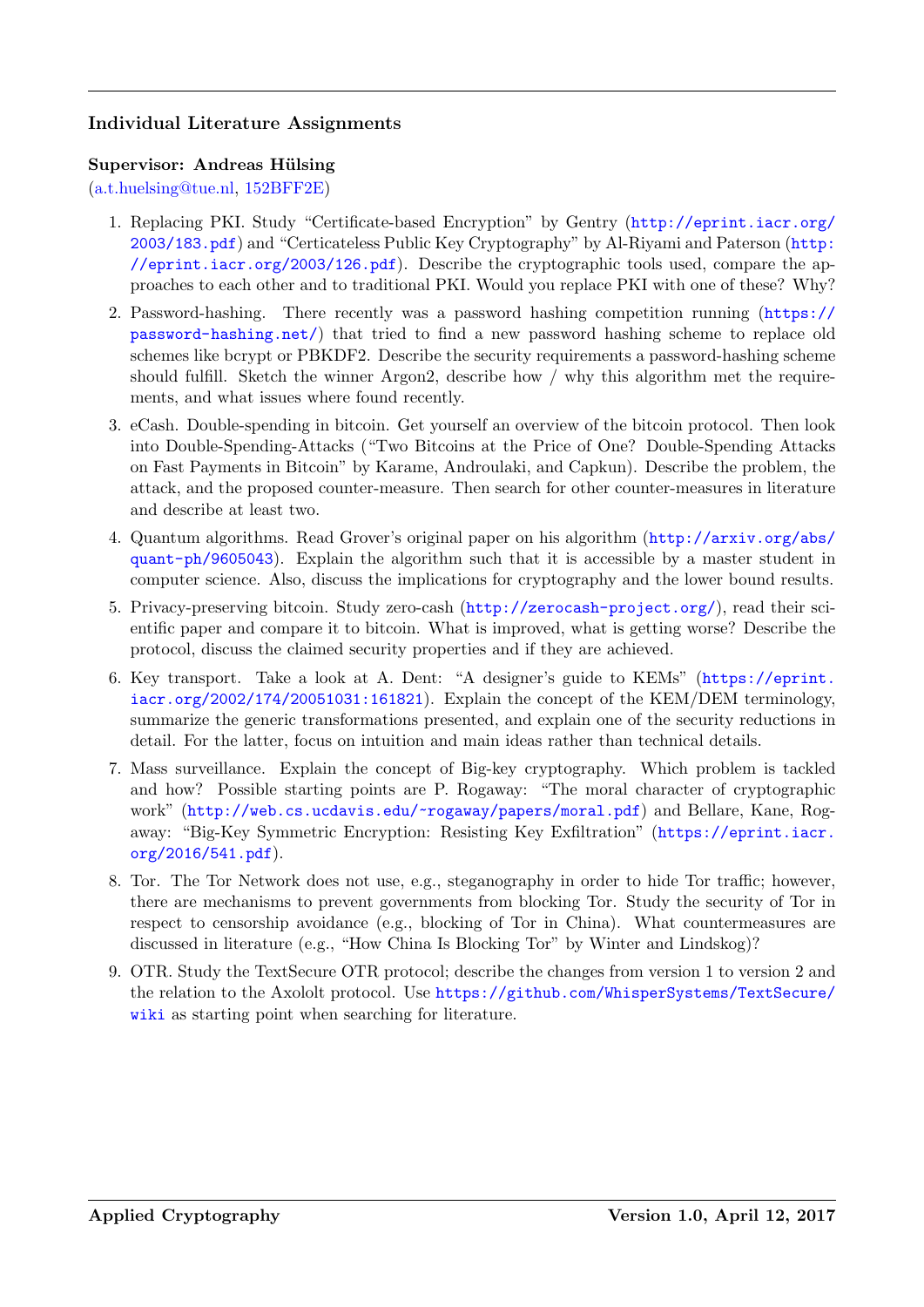### Individual Literature Assignments

**Supervisor: Andreas Hülsing**
(a.t.huelsing@tue.nl, 152BFF2E)

1. Replacing PKI. Study "Certificate-based Encryption" by Gentry (http://eprint.iacr.org/2003/183.pdf) and "Certicateless Public Key Cryptography" by Al-Riyami and Paterson (http://eprint.iacr.org/2003/126.pdf). Describe the cryptographic tools used, compare the approaches to each other and to traditional PKI. Would you replace PKI with one of these? Why?
2. Password-hashing. There recently was a password hashing competition running (https://password-hashing.net/) that tried to find a new password hashing scheme to replace old schemes like bcrypt or PBKDF2. Describe the security requirements a password-hashing scheme should fulfill. Sketch the winner Argon2, describe how / why this algorithm met the requirements, and what issues where found recently.
3. eCash. Double-spending in bitcoin. Get yourself an overview of the bitcoin protocol. Then look into Double-Spending-Attacks ("Two Bitcoins at the Price of One? Double-Spending Attacks on Fast Payments in Bitcoin" by Karame, Androulaki, and Capkun). Describe the problem, the attack, and the proposed counter-measure. Then search for other counter-measures in literature and describe at least two.
4. Quantum algorithms. Read Grover's original paper on his algorithm (http://arxiv.org/abs/quant-ph/9605043). Explain the algorithm such that it is accessible by a master student in computer science. Also, discuss the implications for cryptography and the lower bound results.
5. Privacy-preserving bitcoin. Study zero-cash (http://zerocash-project.org/), read their scientific paper and compare it to bitcoin. What is improved, what is getting worse? Describe the protocol, discuss the claimed security properties and if they are achieved.
6. Key transport. Take a look at A. Dent: "A designer's guide to KEMs" (https://eprint.iacr.org/2002/174/20051031:161821). Explain the concept of the KEM/DEM terminology, summarize the generic transformations presented, and explain one of the security reductions in detail. For the latter, focus on intuition and main ideas rather than technical details.
7. Mass surveillance. Explain the concept of Big-key cryptography. Which problem is tackled and how? Possible starting points are P. Rogaway: "The moral character of cryptographic work" (http://web.cs.ucdavis.edu/~rogaway/papers/moral.pdf) and Bellare, Kane, Rogaway: "Big-Key Symmetric Encryption: Resisting Key Exfiltration" (https://eprint.iacr.org/2016/541.pdf).
8. Tor. The Tor Network does not use, e.g., steganography in order to hide Tor traffic; however, there are mechanisms to prevent governments from blocking Tor. Study the security of Tor in respect to censorship avoidance (e.g., blocking of Tor in China). What countermeasures are discussed in literature (e.g., "How China Is Blocking Tor" by Winter and Lindskog)?
9. OTR. Study the TextSecure OTR protocol; describe the changes from version 1 to version 2 and the relation to the Axololt protocol. Use https://github.com/WhisperSystems/TextSecure/wiki as starting point when searching for literature.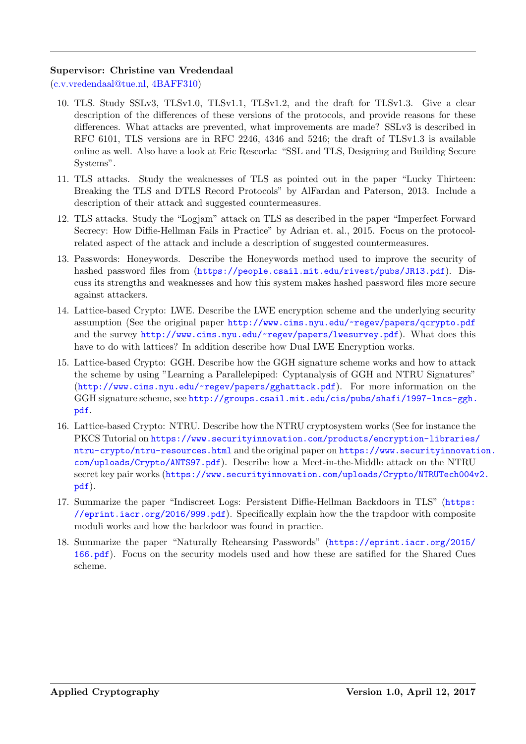**Supervisor: Christine van Vredendaal**
(c.v.vredendaal@tue.nl, 4BAFF310)

10. TLS. Study SSLv3, TLSv1.0, TLSv1.1, TLSv1.2, and the draft for TLSv1.3. Give a clear description of the differences of these versions of the protocols, and provide reasons for these differences. What attacks are prevented, what improvements are made? SSLv3 is described in RFC 6101, TLS versions are in RFC 2246, 4346 and 5246; the draft of TLSv1.3 is available online as well. Also have a look at Eric Rescorla: "SSL and TLS, Designing and Building Secure Systems".

11. TLS attacks. Study the weaknesses of TLS as pointed out in the paper "Lucky Thirteen: Breaking the TLS and DTLS Record Protocols" by AlFardan and Paterson, 2013. Include a description of their attack and suggested countermeasures.

12. TLS attacks. Study the "Logjam" attack on TLS as described in the paper "Imperfect Forward Secrecy: How Diffie-Hellman Fails in Practice" by Adrian et. al., 2015. Focus on the protocol-related aspect of the attack and include a description of suggested countermeasures.

13. Passwords: Honeywords. Describe the Honeywords method used to improve the security of hashed password files from (https://people.csail.mit.edu/rivest/pubs/JR13.pdf). Discuss its strengths and weaknesses and how this system makes hashed password files more secure against attackers.

14. Lattice-based Crypto: LWE. Describe the LWE encryption scheme and the underlying security assumption (See the original paper http://www.cims.nyu.edu/~regev/papers/qcrypto.pdf and the survey http://www.cims.nyu.edu/~regev/papers/lwesurvey.pdf). What does this have to do with lattices? In addition describe how Dual LWE Encryption works.

15. Lattice-based Crypto: GGH. Describe how the GGH signature scheme works and how to attack the scheme by using "Learning a Parallelepiped: Cyptanalysis of GGH and NTRU Signatures" (http://www.cims.nyu.edu/~regev/papers/gghattack.pdf). For more information on the GGH signature scheme, see http://groups.csail.mit.edu/cis/pubs/shafi/1997-lncs-ggh.pdf.

16. Lattice-based Crypto: NTRU. Describe how the NTRU cryptosystem works (See for instance the PKCS Tutorial on https://www.securityinnovation.com/products/encryption-libraries/ntru-crypto/ntru-resources.html and the original paper on https://www.securityinnovation.com/uploads/Crypto/ANTS97.pdf). Describe how a Meet-in-the-Middle attack on the NTRU secret key pair works (https://www.securityinnovation.com/uploads/Crypto/NTRUTech004v2.pdf).

17. Summarize the paper "Indiscreet Logs: Persistent Diffie-Hellman Backdoors in TLS" (https://eprint.iacr.org/2016/999.pdf). Specifically explain how the the trapdoor with composite moduli works and how the backdoor was found in practice.

18. Summarize the paper "Naturally Rehearsing Passwords" (https://eprint.iacr.org/2015/166.pdf). Focus on the security models used and how these are satified for the Shared Cues scheme.